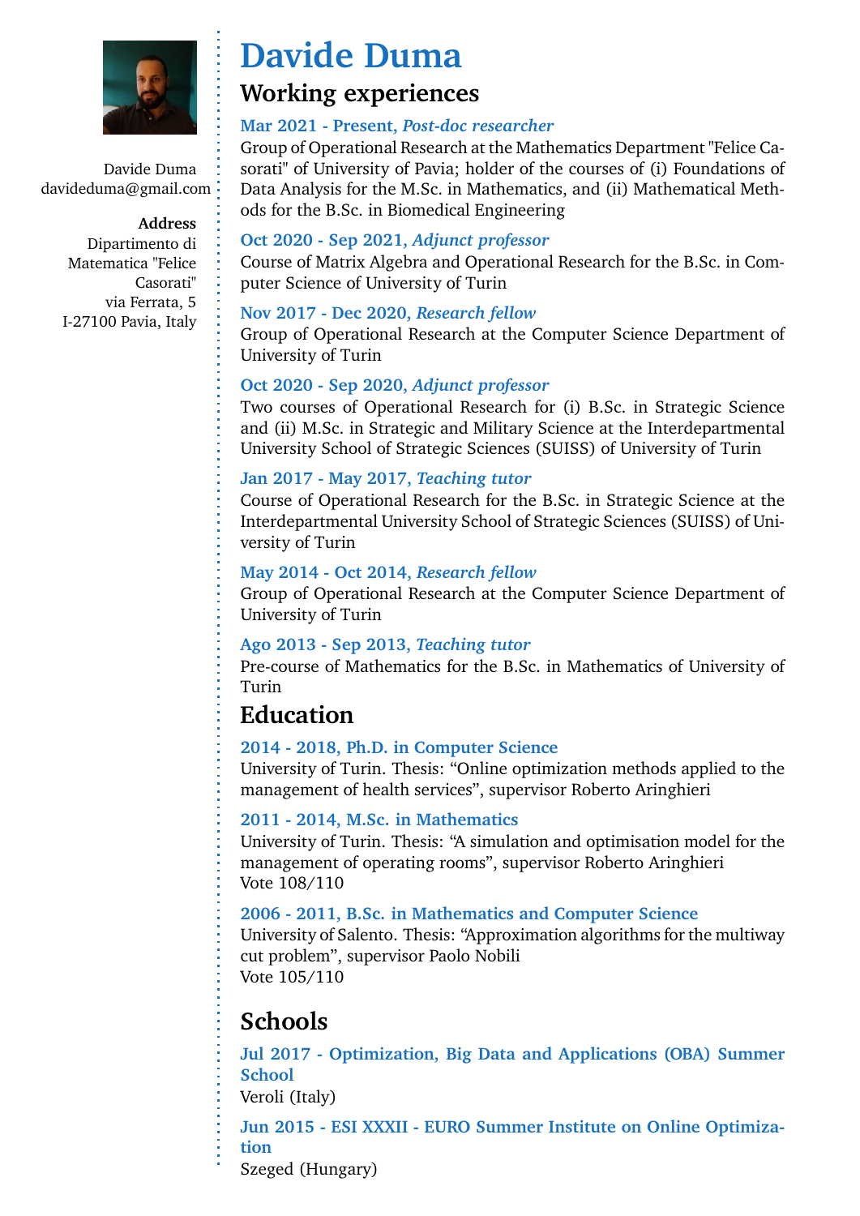Davide Duma
davideduma@gmail.com

**Address**
Dipartimento di Matematica "Felice Casorati"
via Ferrata, 5
I-27100 Pavia, Italy

# Davide Duma

## Working experiences

**Mar 2021 - Present, *Post-doc researcher***
Group of Operational Research at the Mathematics Department "Felice Casorati" of University of Pavia; holder of the courses of (i) Foundations of Data Analysis for the M.Sc. in Mathematics, and (ii) Mathematical Methods for the B.Sc. in Biomedical Engineering

**Oct 2020 - Sep 2021, *Adjunct professor***
Course of Matrix Algebra and Operational Research for the B.Sc. in Computer Science of University of Turin

**Nov 2017 - Dec 2020, *Research fellow***
Group of Operational Research at the Computer Science Department of University of Turin

**Oct 2020 - Sep 2020, *Adjunct professor***
Two courses of Operational Research for (i) B.Sc. in Strategic Science and (ii) M.Sc. in Strategic and Military Science at the Interdepartmental University School of Strategic Sciences (SUISS) of University of Turin

**Jan 2017 - May 2017, *Teaching tutor***
Course of Operational Research for the B.Sc. in Strategic Science at the Interdepartmental University School of Strategic Sciences (SUISS) of University of Turin

**May 2014 - Oct 2014, *Research fellow***
Group of Operational Research at the Computer Science Department of University of Turin

**Ago 2013 - Sep 2013, *Teaching tutor***
Pre-course of Mathematics for the B.Sc. in Mathematics of University of Turin

## Education

**2014 - 2018, Ph.D. in Computer Science**
University of Turin. Thesis: "Online optimization methods applied to the management of health services", supervisor Roberto Aringhieri

**2011 - 2014, M.Sc. in Mathematics**
University of Turin. Thesis: "A simulation and optimisation model for the management of operating rooms", supervisor Roberto Aringhieri
Vote 108/110

**2006 - 2011, B.Sc. in Mathematics and Computer Science**
University of Salento. Thesis: "Approximation algorithms for the multiway cut problem", supervisor Paolo Nobili
Vote 105/110

## Schools

**Jul 2017 - Optimization, Big Data and Applications (OBA) Summer School**
Veroli (Italy)

**Jun 2015 - ESI XXXII - EURO Summer Institute on Online Optimization**
Szeged (Hungary)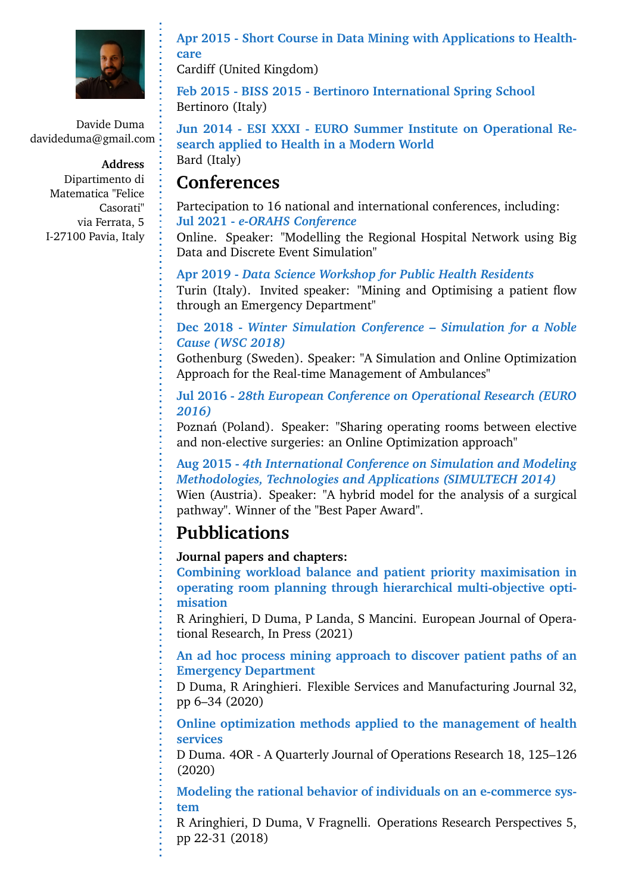Davide Duma
davideduma@gmail.com

**Address**
Dipartimento di Matematica "Felice Casorati"
via Ferrata, 5
I-27100 Pavia, Italy

**Apr 2015 - Short Course in Data Mining with Applications to Healthcare**
Cardiff (United Kingdom)

**Feb 2015 - BISS 2015 - Bertinoro International Spring School**
Bertinoro (Italy)

**Jun 2014 - ESI XXXI - EURO Summer Institute on Operational Research applied to Health in a Modern World**
Bard (Italy)

## Conferences

Partecipation to 16 national and international conferences, including:

**Jul 2021 -** ***e-ORAHS Conference***
Online. Speaker: "Modelling the Regional Hospital Network using Big Data and Discrete Event Simulation"

**Apr 2019 -** ***Data Science Workshop for Public Health Residents***
Turin (Italy). Invited speaker: "Mining and Optimising a patient flow through an Emergency Department"

**Dec 2018 -** ***Winter Simulation Conference – Simulation for a Noble Cause (WSC 2018)***
Gothenburg (Sweden). Speaker: "A Simulation and Online Optimization Approach for the Real-time Management of Ambulances"

**Jul 2016 -** ***28th European Conference on Operational Research (EURO 2016)***
Poznań (Poland). Speaker: "Sharing operating rooms between elective and non-elective surgeries: an Online Optimization approach"

**Aug 2015 -** ***4th International Conference on Simulation and Modeling Methodologies, Technologies and Applications (SIMULTECH 2014)***
Wien (Austria). Speaker: "A hybrid model for the analysis of a surgical pathway". Winner of the "Best Paper Award".

## Pubblications

**Journal papers and chapters:**

**Combining workload balance and patient priority maximisation in operating room planning through hierarchical multi-objective optimisation**
R Aringhieri, D Duma, P Landa, S Mancini. European Journal of Operational Research, In Press (2021)

**An ad hoc process mining approach to discover patient paths of an Emergency Department**
D Duma, R Aringhieri. Flexible Services and Manufacturing Journal 32, pp 6–34 (2020)

**Online optimization methods applied to the management of health services**
D Duma. 4OR - A Quarterly Journal of Operations Research 18, 125–126 (2020)

**Modeling the rational behavior of individuals on an e-commerce system**
R Aringhieri, D Duma, V Fragnelli. Operations Research Perspectives 5, pp 22-31 (2018)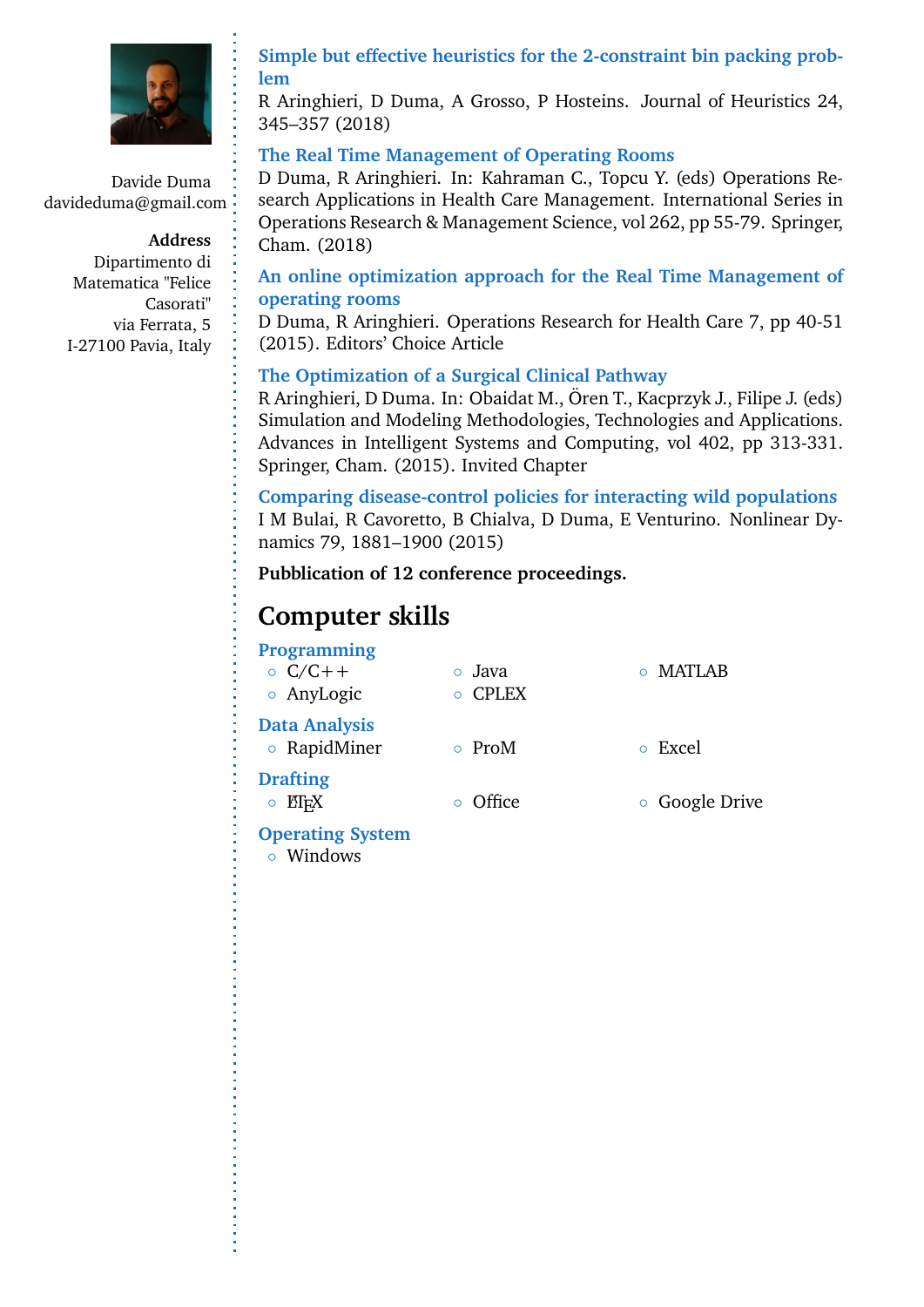Davide Duma
davideduma@gmail.com

**Address**
Dipartimento di Matematica "Felice Casorati"
via Ferrata, 5
I-27100 Pavia, Italy

**Simple but effective heuristics for the 2-constraint bin packing problem**
R Aringhieri, D Duma, A Grosso, P Hosteins. Journal of Heuristics 24, 345–357 (2018)

**The Real Time Management of Operating Rooms**
D Duma, R Aringhieri. In: Kahraman C., Topcu Y. (eds) Operations Research Applications in Health Care Management. International Series in Operations Research & Management Science, vol 262, pp 55-79. Springer, Cham. (2018)

**An online optimization approach for the Real Time Management of operating rooms**
D Duma, R Aringhieri. Operations Research for Health Care 7, pp 40-51 (2015). Editors' Choice Article

**The Optimization of a Surgical Clinical Pathway**
R Aringhieri, D Duma. In: Obaidat M., Ören T., Kacprzyk J., Filipe J. (eds) Simulation and Modeling Methodologies, Technologies and Applications. Advances in Intelligent Systems and Computing, vol 402, pp 313-331. Springer, Cham. (2015). Invited Chapter

**Comparing disease-control policies for interacting wild populations**
I M Bulai, R Cavoretto, B Chialva, D Duma, E Venturino. Nonlinear Dynamics 79, 1881–1900 (2015)

**Pubblication of 12 conference proceedings.**

## Computer skills

### Programming
- C/C++
- Java
- MATLAB
- AnyLogic
- CPLEX

### Data Analysis
- RapidMiner
- ProM
- Excel

### Drafting
- LaTeX
- Office
- Google Drive

### Operating System
- Windows